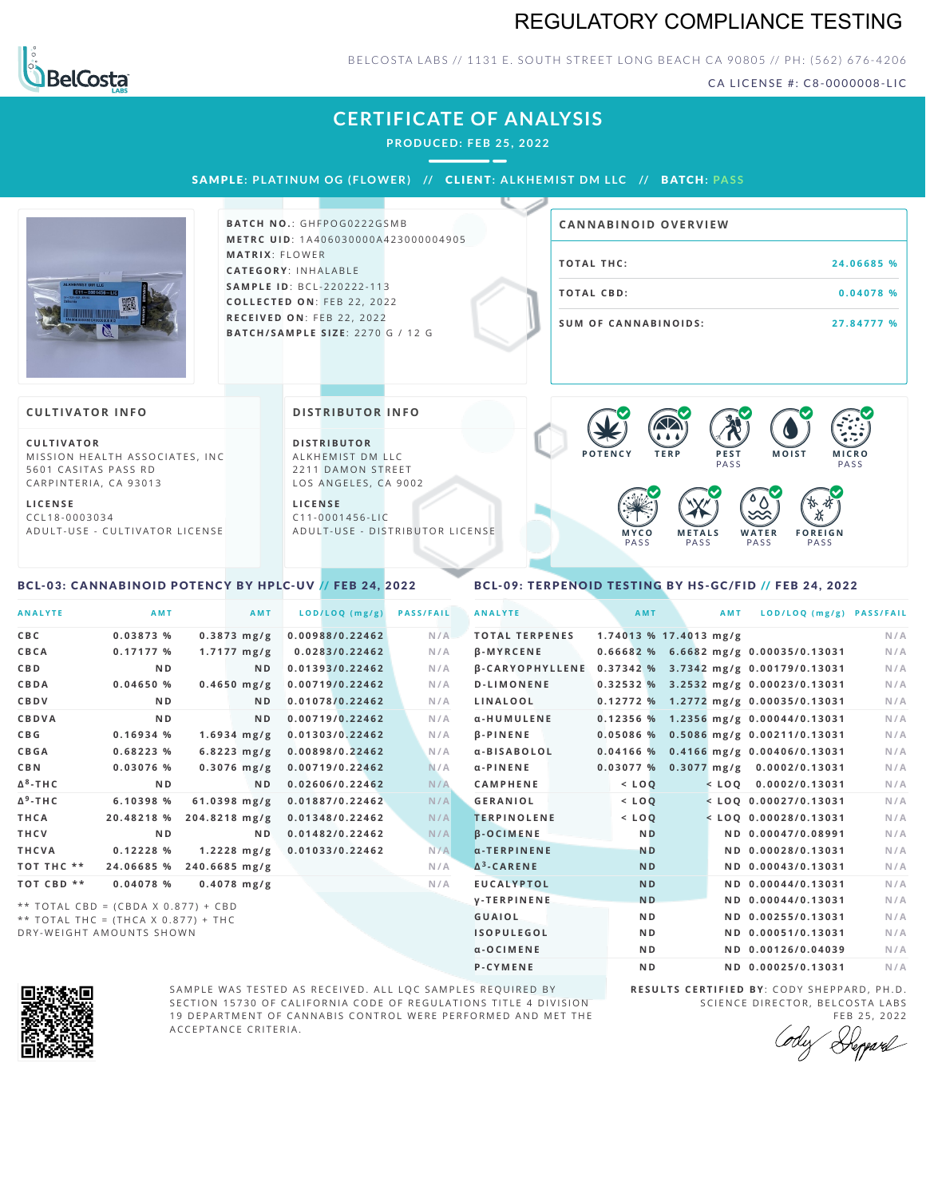# REGULATORY COMPLIANCE TESTING

BELCOSTA LABS // 1131 E. SOUTH STREET LONG BEACH CA 90805 // PH: (562) 676-4206

CA LICENSE #: C8-0000008-LIC

## CERTIFICATE OF ANALYSIS

PRODUCED: FEB 25, 2022

**SAMPLE:** PLATINUM OG (FLOWER) // **CLIENT:** ALKHEMIST DM LLC // **BATCH:** PASS

**BATCH NO.:** GHFPOG0222GSMB
**METRC UID:** 1A406030000A423000004905
**MATRIX:** FLOWER
**CATEGORY:** INHALABLE
**SAMPLE ID:** BCL-220222-113
**COLLECTED ON:** FEB 22, 2022
**RECEIVED ON:** FEB 22, 2022
**BATCH/SAMPLE SIZE:** 2270 G / 12 G

### CANNABINOID OVERVIEW

| | |
|---|---|
| TOTAL THC: | 24.06685 % |
| TOTAL CBD: | 0.04078 % |
| SUM OF CANNABINOIDS: | 27.84777 % |

### CULTIVATOR INFO

**CULTIVATOR**
MISSION HEALTH ASSOCIATES, INC
5601 CASITAS PASS RD
CARPINTERIA, CA 93013

**LICENSE**
CCL18-0003034
ADULT-USE - CULTIVATOR LICENSE

### DISTRIBUTOR INFO

**DISTRIBUTOR**
ALKHEMIST DM LLC
2211 DAMON STREET
LOS ANGELES, CA 9002

**LICENSE**
C11-0001456-LIC
ADULT-USE - DISTRIBUTOR LICENSE

POTENCY | TERP | PEST PASS | MOIST | MICRO PASS | MYCO PASS | METALS PASS | WATER PASS | FOREIGN PASS

### BCL-03: CANNABINOID POTENCY BY HPLC-UV // FEB 24, 2022

| ANALYTE | AMT | AMT | LOD/LOQ (mg/g) | PASS/FAIL |
|---|---|---|---|---|
| CBC | 0.03873 % | 0.3873 mg/g | 0.00988/0.22462 | N/A |
| CBCA | 0.17177 % | 1.7177 mg/g | 0.0283/0.22462 | N/A |
| CBD | ND | ND | 0.01393/0.22462 | N/A |
| CBDA | 0.04650 % | 0.4650 mg/g | 0.00719/0.22462 | N/A |
| CBDV | ND | ND | 0.01078/0.22462 | N/A |
| CBDVA | ND | ND | 0.00719/0.22462 | N/A |
| CBG | 0.16934 % | 1.6934 mg/g | 0.01303/0.22462 | N/A |
| CBGA | 0.68223 % | 6.8223 mg/g | 0.00898/0.22462 | N/A |
| CBN | 0.03076 % | 0.3076 mg/g | 0.00719/0.22462 | N/A |
| $\Delta^8$-THC | ND | ND | 0.02606/0.22462 | N/A |
| $\Delta^9$-THC | 6.10398 % | 61.0398 mg/g | 0.01887/0.22462 | N/A |
| THCA | 20.48218 % | 204.8218 mg/g | 0.01348/0.22462 | N/A |
| THCV | ND | ND | 0.01482/0.22462 | N/A |
| THCVA | 0.12228 % | 1.2228 mg/g | 0.01033/0.22462 | N/A |
| TOT THC ** | 24.06685 % | 240.6685 mg/g | | N/A |
| TOT CBD ** | 0.04078 % | 0.4078 mg/g | | N/A |

** TOTAL CBD = (CBDA X 0.877) + CBD
** TOTAL THC = (THCA X 0.877) + THC
DRY-WEIGHT AMOUNTS SHOWN

### BCL-09: TERPENOID TESTING BY HS-GC/FID // FEB 24, 2022

| ANALYTE | AMT | AMT | LOD/LOQ (mg/g) | PASS/FAIL |
|---|---|---|---|---|
| TOTAL TERPENES | 1.74013 % | 17.4013 mg/g | | N/A |
| β-MYRCENE | 0.66682 % | 6.6682 mg/g | 0.00035/0.13031 | N/A |
| β-CARYOPHYLLENE | 0.37342 % | 3.7342 mg/g | 0.00179/0.13031 | N/A |
| D-LIMONENE | 0.32532 % | 3.2532 mg/g | 0.00023/0.13031 | N/A |
| LINALOOL | 0.12772 % | 1.2772 mg/g | 0.00035/0.13031 | N/A |
| α-HUMULENE | 0.12356 % | 1.2356 mg/g | 0.00044/0.13031 | N/A |
| β-PINENE | 0.05086 % | 0.5086 mg/g | 0.00211/0.13031 | N/A |
| α-BISABOLOL | 0.04166 % | 0.4166 mg/g | 0.00406/0.13031 | N/A |
| α-PINENE | 0.03077 % | 0.3077 mg/g | 0.0002/0.13031 | N/A |
| CAMPHENE | < LOQ | < LOQ | 0.0002/0.13031 | N/A |
| GERANIOL | < LOQ | < LOQ | 0.00027/0.13031 | N/A |
| TERPINOLENE | < LOQ | < LOQ | 0.00028/0.13031 | N/A |
| β-OCIMENE | ND | ND | 0.00047/0.08991 | N/A |
| α-TERPINENE | ND | ND | 0.00028/0.13031 | N/A |
| $\Delta^3$-CARENE | ND | ND | 0.00043/0.13031 | N/A |
| EUCALYPTOL | ND | ND | 0.00044/0.13031 | N/A |
| γ-TERPINENE | ND | ND | 0.00044/0.13031 | N/A |
| GUAIOL | ND | ND | 0.00255/0.13031 | N/A |
| ISOPULEGOL | ND | ND | 0.00051/0.13031 | N/A |
| α-OCIMENE | ND | ND | 0.00126/0.04039 | N/A |
| P-CYMENE | ND | ND | 0.00025/0.13031 | N/A |

SAMPLE WAS TESTED AS RECEIVED. ALL LQC SAMPLES REQUIRED BY SECTION 15730 OF CALIFORNIA CODE OF REGULATIONS TITLE 4 DIVISION 19 DEPARTMENT OF CANNABIS CONTROL WERE PERFORMED AND MET THE ACCEPTANCE CRITERIA.

**RESULTS CERTIFIED BY:** CODY SHEPPARD, PH.D.
SCIENCE DIRECTOR, BELCOSTA LABS
FEB 25, 2022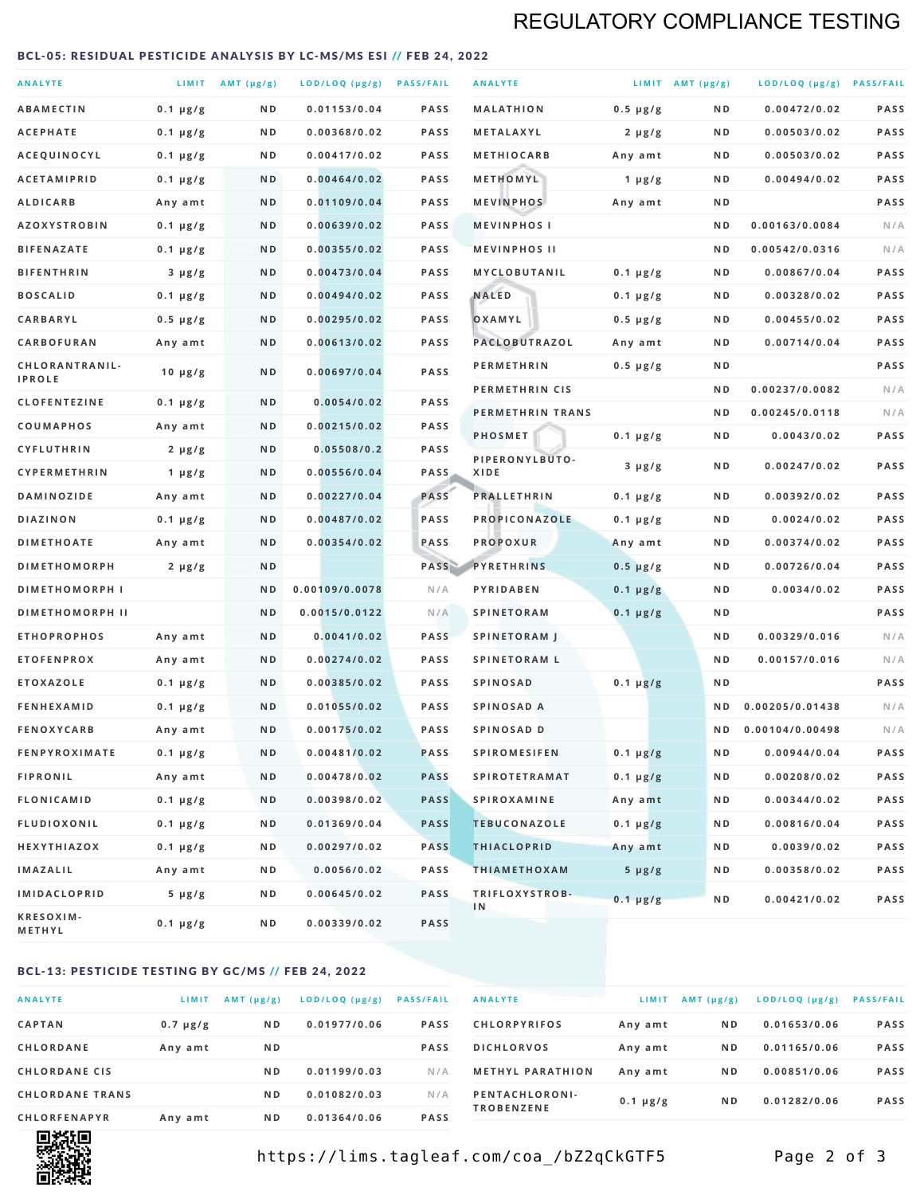# REGULATORY COMPLIANCE TESTING

## BCL-05: RESIDUAL PESTICIDE ANALYSIS BY LC-MS/MS ESI // FEB 24, 2022

| ANALYTE | LIMIT | AMT (μg/g) | LOD/LOQ (μg/g) | PASS/FAIL |
|---|---|---|---|---|
| ABAMECTIN | 0.1 μg/g | ND | 0.01153/0.04 | PASS |
| ACEPHATE | 0.1 μg/g | ND | 0.00368/0.02 | PASS |
| ACEQUINOCYL | 0.1 μg/g | ND | 0.00417/0.02 | PASS |
| ACETAMIPRID | 0.1 μg/g | ND | 0.00464/0.02 | PASS |
| ALDICARB | Any amt | ND | 0.01109/0.04 | PASS |
| AZOXYSTROBIN | 0.1 μg/g | ND | 0.00639/0.02 | PASS |
| BIFENAZATE | 0.1 μg/g | ND | 0.00355/0.02 | PASS |
| BIFENTHRIN | 3 μg/g | ND | 0.00473/0.04 | PASS |
| BOSCALID | 0.1 μg/g | ND | 0.00494/0.02 | PASS |
| CARBARYL | 0.5 μg/g | ND | 0.00295/0.02 | PASS |
| CARBOFURAN | Any amt | ND | 0.00613/0.02 | PASS |
| CHLORANTRANILIPROLE | 10 μg/g | ND | 0.00697/0.04 | PASS |
| CLOFENTEZINE | 0.1 μg/g | ND | 0.0054/0.02 | PASS |
| COUMAPHOS | Any amt | ND | 0.00215/0.02 | PASS |
| CYFLUTHRIN | 2 μg/g | ND | 0.05508/0.2 | PASS |
| CYPERMETHRIN | 1 μg/g | ND | 0.00556/0.04 | PASS |
| DAMINOZIDE | Any amt | ND | 0.00227/0.04 | PASS |
| DIAZINON | 0.1 μg/g | ND | 0.00487/0.02 | PASS |
| DIMETHOATE | Any amt | ND | 0.00354/0.02 | PASS |
| DIMETHOMORPH | 2 μg/g | ND | | PASS |
| DIMETHOMORPH I | | ND | 0.00109/0.0078 | N/A |
| DIMETHOMORPH II | | ND | 0.0015/0.0122 | N/A |
| ETHOPROPHOS | Any amt | ND | 0.0041/0.02 | PASS |
| ETOFENPROX | Any amt | ND | 0.00274/0.02 | PASS |
| ETOXAZOLE | 0.1 μg/g | ND | 0.00385/0.02 | PASS |
| FENHEXAMID | 0.1 μg/g | ND | 0.01055/0.02 | PASS |
| FENOXYCARB | Any amt | ND | 0.00175/0.02 | PASS |
| FENPYROXIMATE | 0.1 μg/g | ND | 0.00481/0.02 | PASS |
| FIPRONIL | Any amt | ND | 0.00478/0.02 | PASS |
| FLONICAMID | 0.1 μg/g | ND | 0.00398/0.02 | PASS |
| FLUDIOXONIL | 0.1 μg/g | ND | 0.01369/0.04 | PASS |
| HEXYTHIAZOX | 0.1 μg/g | ND | 0.00297/0.02 | PASS |
| IMAZALIL | Any amt | ND | 0.0056/0.02 | PASS |
| IMIDACLOPRID | 5 μg/g | ND | 0.00645/0.02 | PASS |
| KRESOXIM-METHYL | 0.1 μg/g | ND | 0.00339/0.02 | PASS |
| MALATHION | 0.5 μg/g | ND | 0.00472/0.02 | PASS |
| METALAXYL | 2 μg/g | ND | 0.00503/0.02 | PASS |
| METHIOCARB | Any amt | ND | 0.00503/0.02 | PASS |
| METHOMYL | 1 μg/g | ND | 0.00494/0.02 | PASS |
| MEVINPHOS | Any amt | ND | | PASS |
| MEVINPHOS I | | ND | 0.00163/0.0084 | N/A |
| MEVINPHOS II | | ND | 0.00542/0.0316 | N/A |
| MYCLOBUTANIL | 0.1 μg/g | ND | 0.00867/0.04 | PASS |
| NALED | 0.1 μg/g | ND | 0.00328/0.02 | PASS |
| OXAMYL | 0.5 μg/g | ND | 0.00455/0.02 | PASS |
| PACLOBUTRAZOL | Any amt | ND | 0.00714/0.04 | PASS |
| PERMETHRIN | 0.5 μg/g | ND | | PASS |
| PERMETHRIN CIS | | ND | 0.00237/0.0082 | N/A |
| PERMETHRIN TRANS | | ND | 0.00245/0.0118 | N/A |
| PHOSMET | 0.1 μg/g | ND | 0.0043/0.02 | PASS |
| PIPERONYLBUTOXIDE | 3 μg/g | ND | 0.00247/0.02 | PASS |
| PRALLETHRIN | 0.1 μg/g | ND | 0.00392/0.02 | PASS |
| PROPICONAZOLE | 0.1 μg/g | ND | 0.0024/0.02 | PASS |
| PROPOXUR | Any amt | ND | 0.00374/0.02 | PASS |
| PYRETHRINS | 0.5 μg/g | ND | 0.00726/0.04 | PASS |
| PYRIDABEN | 0.1 μg/g | ND | 0.0034/0.02 | PASS |
| SPINETORAM | 0.1 μg/g | ND | | PASS |
| SPINETORAM J | | ND | 0.00329/0.016 | N/A |
| SPINETORAM L | | ND | 0.00157/0.016 | N/A |
| SPINOSAD | 0.1 μg/g | ND | | PASS |
| SPINOSAD A | | ND | 0.00205/0.01438 | N/A |
| SPINOSAD D | | ND | 0.00104/0.00498 | N/A |
| SPIROMESIFEN | 0.1 μg/g | ND | 0.00944/0.04 | PASS |
| SPIROTETRAMAT | 0.1 μg/g | ND | 0.00208/0.02 | PASS |
| SPIROXAMINE | Any amt | ND | 0.00344/0.02 | PASS |
| TEBUCONAZOLE | 0.1 μg/g | ND | 0.00816/0.04 | PASS |
| THIACLOPRID | Any amt | ND | 0.0039/0.02 | PASS |
| THIAMETHOXAM | 5 μg/g | ND | 0.00358/0.02 | PASS |
| TRIFLOXYSTROBIN | 0.1 μg/g | ND | 0.00421/0.02 | PASS |

## BCL-13: PESTICIDE TESTING BY GC/MS // FEB 24, 2022

| ANALYTE | LIMIT | AMT (μg/g) | LOD/LOQ (μg/g) | PASS/FAIL |
|---|---|---|---|---|
| CAPTAN | 0.7 μg/g | ND | 0.01977/0.06 | PASS |
| CHLORDANE | Any amt | ND | | PASS |
| CHLORDANE CIS | | ND | 0.01199/0.03 | N/A |
| CHLORDANE TRANS | | ND | 0.01082/0.03 | N/A |
| CHLORFENAPYR | Any amt | ND | 0.01364/0.06 | PASS |
| CHLORPYRIFOS | Any amt | ND | 0.01653/0.06 | PASS |
| DICHLORVOS | Any amt | ND | 0.01165/0.06 | PASS |
| METHYL PARATHION | Any amt | ND | 0.00851/0.06 | PASS |
| PENTACHLORONITROBENZENE | 0.1 μg/g | ND | 0.01282/0.06 | PASS |

https://lims.tagleaf.com/coa_/bZ2qCkGTF5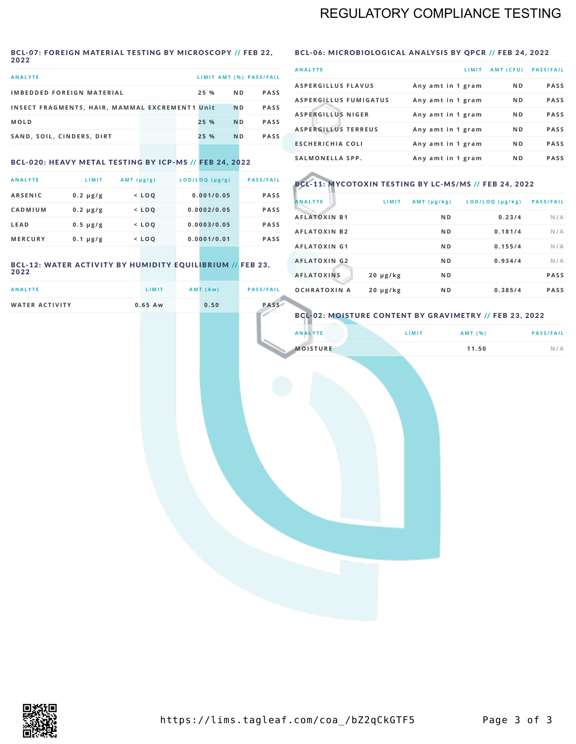# REGULATORY COMPLIANCE TESTING

## BCL-07: FOREIGN MATERIAL TESTING BY MICROSCOPY // FEB 22, 2022

| ANALYTE | LIMIT | AMT (%) | PASS/FAIL |
|---|---|---|---|
| IMBEDDED FOREIGN MATERIAL | 25 % | ND | PASS |
| INSECT FRAGMENTS, HAIR, MAMMAL EXCREMENT | 1 Unit | ND | PASS |
| MOLD | 25 % | ND | PASS |
| SAND, SOIL, CINDERS, DIRT | 25 % | ND | PASS |

## BCL-020: HEAVY METAL TESTING BY ICP-MS // FEB 24, 2022

| ANALYTE | LIMIT | AMT (μg/g) | LOD/LOQ (μg/g) | PASS/FAIL |
|---|---|---|---|---|
| ARSENIC | 0.2 μg/g | < LOQ | 0.001/0.05 | PASS |
| CADMIUM | 0.2 μg/g | < LOQ | 0.0002/0.05 | PASS |
| LEAD | 0.5 μg/g | < LOQ | 0.0003/0.05 | PASS |
| MERCURY | 0.1 μg/g | < LOQ | 0.0001/0.01 | PASS |

## BCL-12: WATER ACTIVITY BY HUMIDITY EQUILIBRIUM // FEB 23, 2022

| ANALYTE | LIMIT | AMT (Aw) | PASS/FAIL |
|---|---|---|---|
| WATER ACTIVITY | 0.65 Aw | 0.50 | PASS |

## BCL-06: MICROBIOLOGICAL ANALYSIS BY QPCR // FEB 24, 2022

| ANALYTE | LIMIT | AMT (CFU) | PASS/FAIL |
|---|---|---|---|
| ASPERGILLUS FLAVUS | Any amt in 1 gram | ND | PASS |
| ASPERGILLUS FUMIGATUS | Any amt in 1 gram | ND | PASS |
| ASPERGILLUS NIGER | Any amt in 1 gram | ND | PASS |
| ASPERGILLUS TERREUS | Any amt in 1 gram | ND | PASS |
| ESCHERICHIA COLI | Any amt in 1 gram | ND | PASS |
| SALMONELLA SPP. | Any amt in 1 gram | ND | PASS |

## BCL-11: MYCOTOXIN TESTING BY LC-MS/MS // FEB 24, 2022

| ANALYTE | LIMIT | AMT (μg/kg) | LOD/LOQ (μg/kg) | PASS/FAIL |
|---|---|---|---|---|
| AFLATOXIN B1 | | ND | 0.23/4 | N/A |
| AFLATOXIN B2 | | ND | 0.181/4 | N/A |
| AFLATOXIN G1 | | ND | 0.155/4 | N/A |
| AFLATOXIN G2 | | ND | 0.934/4 | N/A |
| AFLATOXINS | 20 μg/kg | ND | | PASS |
| OCHRATOXIN A | 20 μg/kg | ND | 0.385/4 | PASS |

## BCL-02: MOISTURE CONTENT BY GRAVIMETRY // FEB 23, 2022

| ANALYTE | LIMIT | AMT (%) | PASS/FAIL |
|---|---|---|---|
| MOISTURE | | 11.50 | N/A |

https://lims.tagleaf.com/coa_/bZ2qCkGTF5